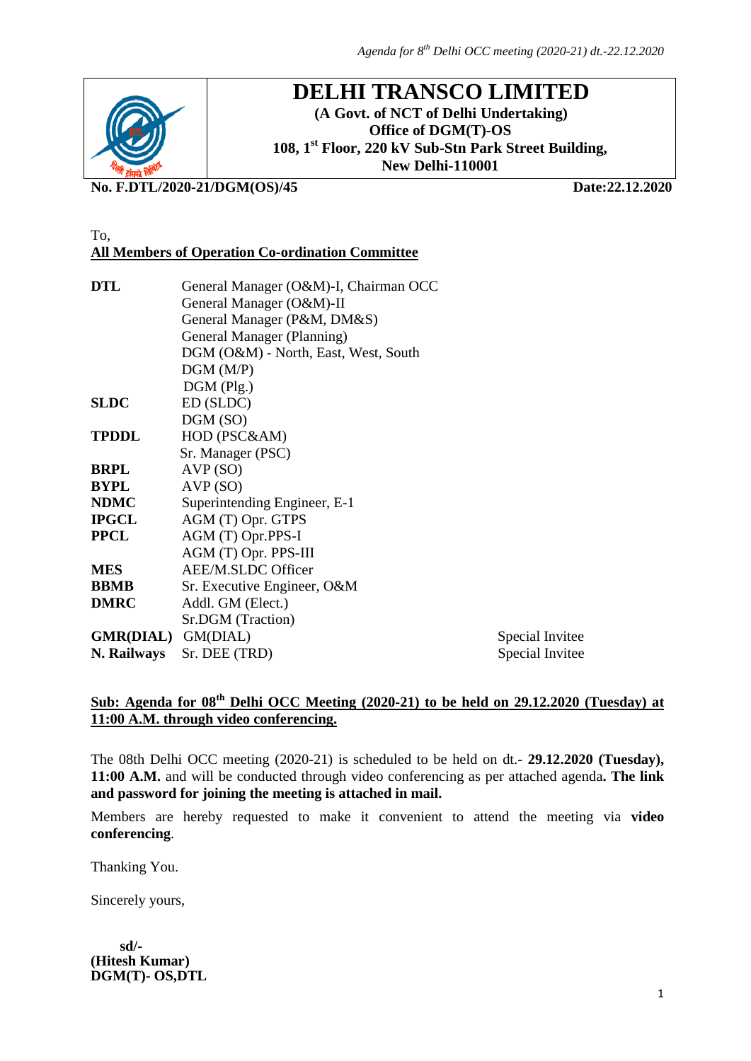# DELHI TRANSCO LIMITED

**(A Govt. of NCT of Delhi Undertaking)**
**Office of DGM(T)-OS**
**108, 1st Floor, 220 kV Sub-Stn Park Street Building,**
**New Delhi-110001**

**No. F.DTL/2020-21/DGM(OS)/45** **Date:22.12.2020**

To,
**All Members of Operation Co-ordination Committee**

| | | |
|---|---|---|
| **DTL** | General Manager (O&M)-I, Chairman OCC | |
| | General Manager (O&M)-II | |
| | General Manager (P&M, DM&S) | |
| | General Manager (Planning) | |
| | DGM (O&M) - North, East, West, South | |
| | DGM (M/P) | |
| | DGM (Plg.) | |
| **SLDC** | ED (SLDC) | |
| | DGM (SO) | |
| **TPDDL** | HOD (PSC&AM) | |
| | Sr. Manager (PSC) | |
| **BRPL** | AVP (SO) | |
| **BYPL** | AVP (SO) | |
| **NDMC** | Superintending Engineer, E-1 | |
| **IPGCL** | AGM (T) Opr. GTPS | |
| **PPCL** | AGM (T) Opr.PPS-I | |
| | AGM (T) Opr. PPS-III | |
| **MES** | AEE/M.SLDC Officer | |
| **BBMB** | Sr. Executive Engineer, O&M | |
| **DMRC** | Addl. GM (Elect.) | |
| | Sr.DGM (Traction) | |
| **GMR(DIAL)** | GM(DIAL) | Special Invitee |
| **N. Railways** | Sr. DEE (TRD) | Special Invitee |

**Sub: Agenda for 08th Delhi OCC Meeting (2020-21) to be held on 29.12.2020 (Tuesday) at 11:00 A.M. through video conferencing.**

The 08th Delhi OCC meeting (2020-21) is scheduled to be held on dt.- **29.12.2020 (Tuesday), 11:00 A.M.** and will be conducted through video conferencing as per attached agenda**. The link and password for joining the meeting is attached in mail.**

Members are hereby requested to make it convenient to attend the meeting via **video conferencing**.

Thanking You.

Sincerely yours,

**sd/-**
**(Hitesh Kumar)**
**DGM(T)- OS,DTL**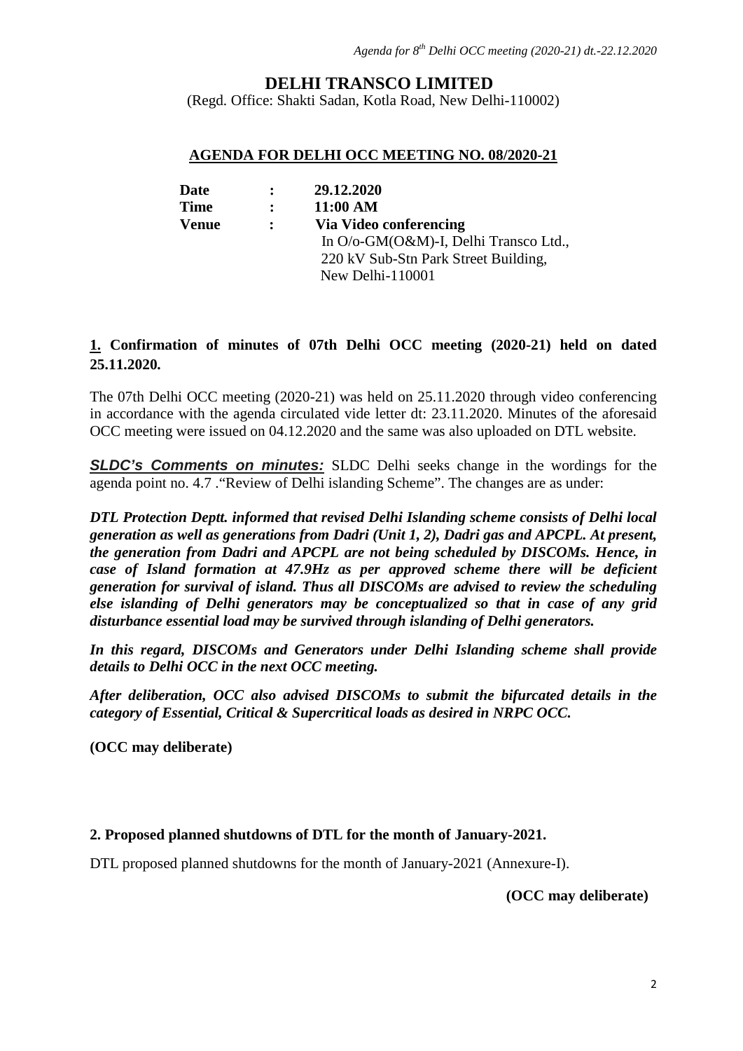# DELHI TRANSCO LIMITED

(Regd. Office: Shakti Sadan, Kotla Road, New Delhi-110002)

## AGENDA FOR DELHI OCC MEETING NO. 08/2020-21

| | | |
|---|---|---|
| **Date** | **:** | **29.12.2020** |
| **Time** | **:** | **11:00 AM** |
| **Venue** | **:** | **Via Video conferencing** In O/o-GM(O&M)-I, Delhi Transco Ltd., 220 kV Sub-Stn Park Street Building, New Delhi-110001 |

**1. Confirmation of minutes of 07th Delhi OCC meeting (2020-21) held on dated 25.11.2020.**

The 07th Delhi OCC meeting (2020-21) was held on 25.11.2020 through video conferencing in accordance with the agenda circulated vide letter dt: 23.11.2020. Minutes of the aforesaid OCC meeting were issued on 04.12.2020 and the same was also uploaded on DTL website.

***SLDC's Comments on minutes:*** SLDC Delhi seeks change in the wordings for the agenda point no. 4.7 ."Review of Delhi islanding Scheme". The changes are as under:

***DTL Protection Deptt. informed that revised Delhi Islanding scheme consists of Delhi local generation as well as generations from Dadri (Unit 1, 2), Dadri gas and APCPL. At present, the generation from Dadri and APCPL are not being scheduled by DISCOMs. Hence, in case of Island formation at 47.9Hz as per approved scheme there will be deficient generation for survival of island. Thus all DISCOMs are advised to review the scheduling else islanding of Delhi generators may be conceptualized so that in case of any grid disturbance essential load may be survived through islanding of Delhi generators.***

***In this regard, DISCOMs and Generators under Delhi Islanding scheme shall provide details to Delhi OCC in the next OCC meeting.***

***After deliberation, OCC also advised DISCOMs to submit the bifurcated details in the category of Essential, Critical & Supercritical loads as desired in NRPC OCC.***

**(OCC may deliberate)**

**2. Proposed planned shutdowns of DTL for the month of January-2021.**

DTL proposed planned shutdowns for the month of January-2021 (Annexure-I).

**(OCC may deliberate)**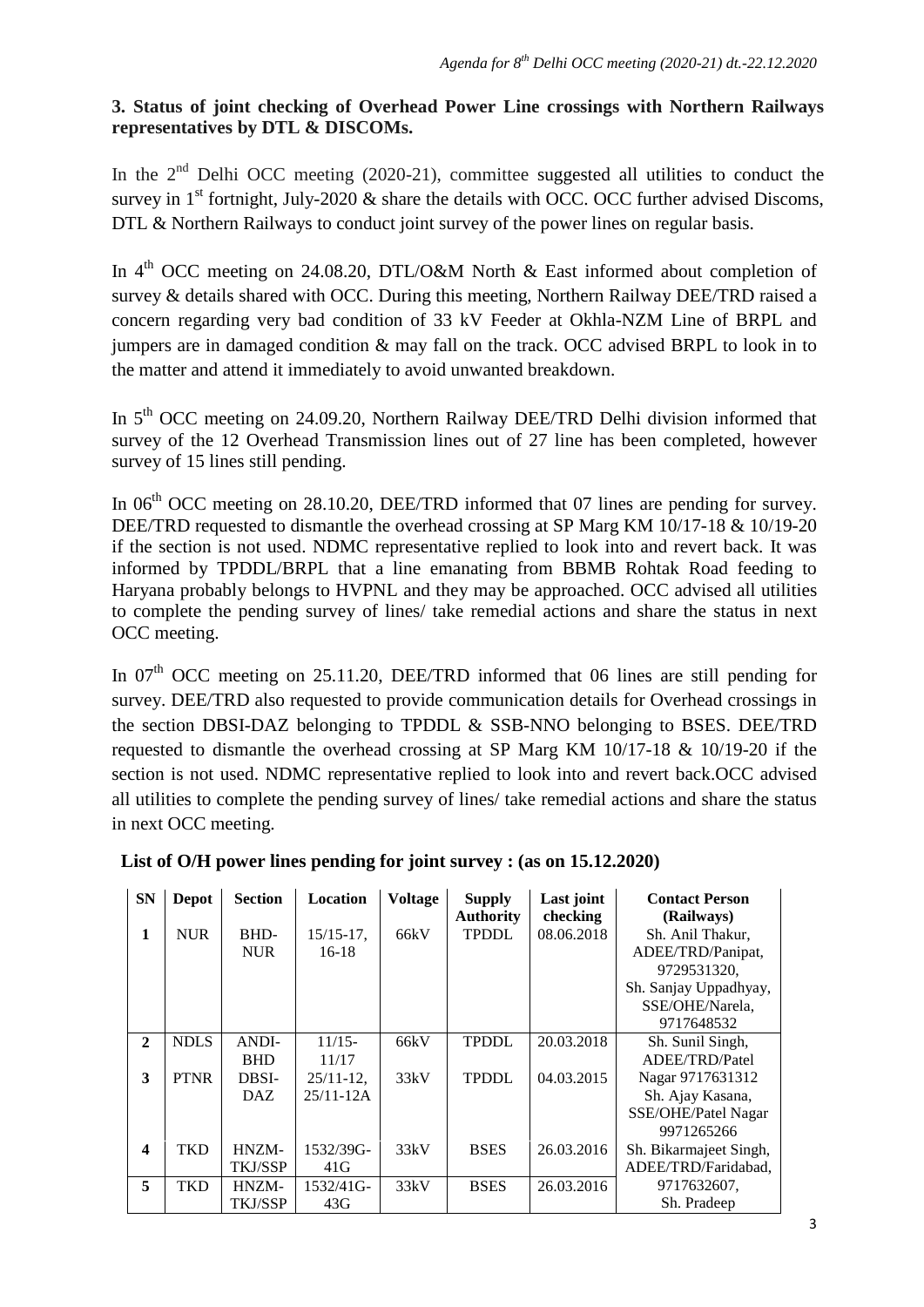**3. Status of joint checking of Overhead Power Line crossings with Northern Railways representatives by DTL & DISCOMs.**

In the 2nd Delhi OCC meeting (2020-21), committee suggested all utilities to conduct the survey in 1st fortnight, July-2020 & share the details with OCC. OCC further advised Discoms, DTL & Northern Railways to conduct joint survey of the power lines on regular basis.

In 4th OCC meeting on 24.08.20, DTL/O&M North & East informed about completion of survey & details shared with OCC. During this meeting, Northern Railway DEE/TRD raised a concern regarding very bad condition of 33 kV Feeder at Okhla-NZM Line of BRPL and jumpers are in damaged condition & may fall on the track. OCC advised BRPL to look in to the matter and attend it immediately to avoid unwanted breakdown.

In 5th OCC meeting on 24.09.20, Northern Railway DEE/TRD Delhi division informed that survey of the 12 Overhead Transmission lines out of 27 line has been completed, however survey of 15 lines still pending.

In 06th OCC meeting on 28.10.20, DEE/TRD informed that 07 lines are pending for survey. DEE/TRD requested to dismantle the overhead crossing at SP Marg KM 10/17-18 & 10/19-20 if the section is not used. NDMC representative replied to look into and revert back. It was informed by TPDDL/BRPL that a line emanating from BBMB Rohtak Road feeding to Haryana probably belongs to HVPNL and they may be approached. OCC advised all utilities to complete the pending survey of lines/ take remedial actions and share the status in next OCC meeting.

In 07th OCC meeting on 25.11.20, DEE/TRD informed that 06 lines are still pending for survey. DEE/TRD also requested to provide communication details for Overhead crossings in the section DBSI-DAZ belonging to TPDDL & SSB-NNO belonging to BSES. DEE/TRD requested to dismantle the overhead crossing at SP Marg KM 10/17-18 & 10/19-20 if the section is not used. NDMC representative replied to look into and revert back.OCC advised all utilities to complete the pending survey of lines/ take remedial actions and share the status in next OCC meeting.

**List of O/H power lines pending for joint survey : (as on 15.12.2020)**

| SN | Depot | Section | Location | Voltage | Supply Authority | Last joint checking | Contact Person (Railways) |
|---|---|---|---|---|---|---|---|
| 1 | NUR | BHD-NUR | 15/15-17, 16-18 | 66kV | TPDDL | 08.06.2018 | Sh. Anil Thakur, ADEE/TRD/Panipat, 9729531320, Sh. Sanjay Uppadhyay, SSE/OHE/Narela, 9717648532 |
| 2 | NDLS | ANDI-BHD | 11/15-11/17 | 66kV | TPDDL | 20.03.2018 | Sh. Sunil Singh, ADEE/TRD/Patel Nagar 9717631312 Sh. Ajay Kasana, SSE/OHE/Patel Nagar 9971265266 |
| 3 | PTNR | DBSI-DAZ | 25/11-12, 25/11-12A | 33kV | TPDDL | 04.03.2015 | |
| 4 | TKD | HNZM-TKJ/SSP | 1532/39G-41G | 33kV | BSES | 26.03.2016 | Sh. Bikarmajeet Singh, ADEE/TRD/Faridabad, 9717632607, Sh. Pradeep |
| 5 | TKD | HNZM-TKJ/SSP | 1532/41G-43G | 33kV | BSES | 26.03.2016 | |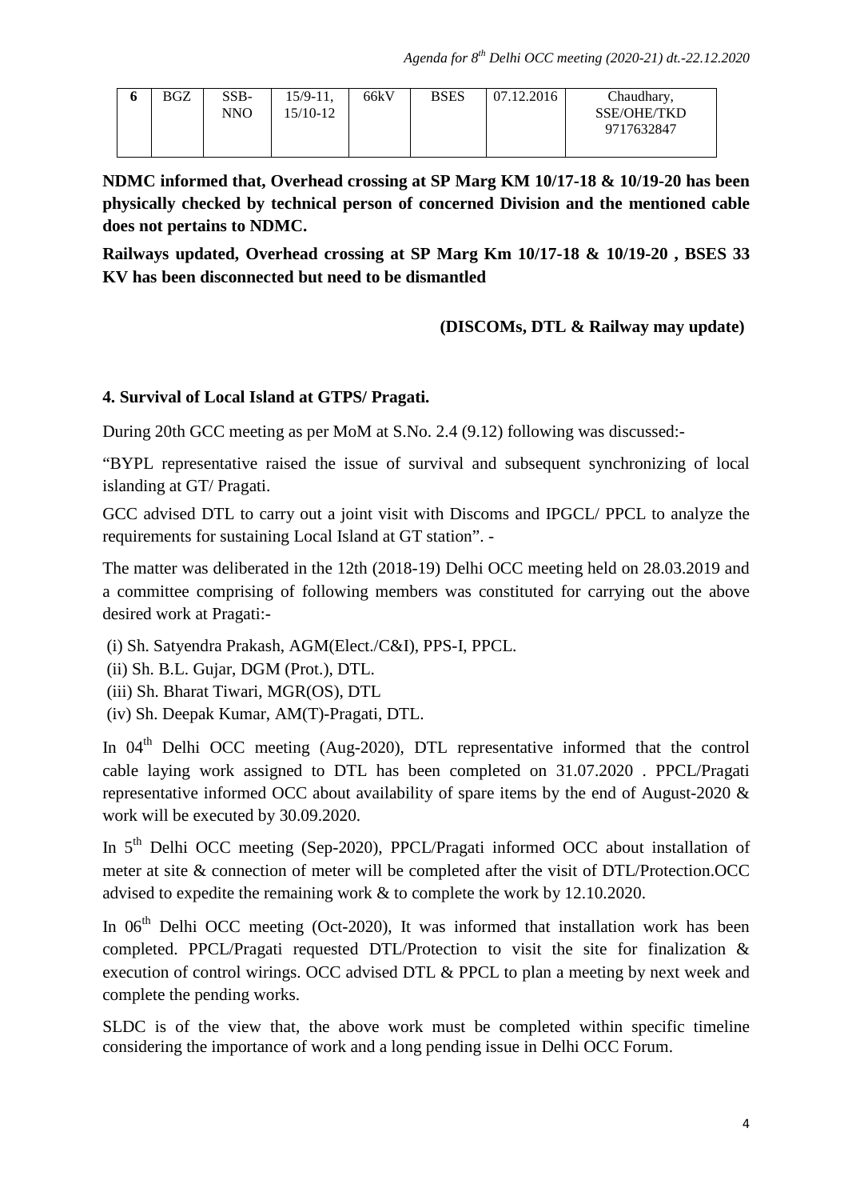| 6 | BGZ | SSB-NNO | 15/9-11, 15/10-12 | 66kV | BSES | 07.12.2016 | Chaudhary, SSE/OHE/TKD 9717632847 |
|---|---|---|---|---|---|---|---|

**NDMC informed that, Overhead crossing at SP Marg KM 10/17-18 & 10/19-20 has been physically checked by technical person of concerned Division and the mentioned cable does not pertains to NDMC.**

**Railways updated, Overhead crossing at SP Marg Km 10/17-18 & 10/19-20 , BSES 33 KV has been disconnected but need to be dismantled**

**(DISCOMs, DTL & Railway may update)**

**4. Survival of Local Island at GTPS/ Pragati.**

During 20th GCC meeting as per MoM at S.No. 2.4 (9.12) following was discussed:-

"BYPL representative raised the issue of survival and subsequent synchronizing of local islanding at GT/ Pragati.

GCC advised DTL to carry out a joint visit with Discoms and IPGCL/ PPCL to analyze the requirements for sustaining Local Island at GT station". -

The matter was deliberated in the 12th (2018-19) Delhi OCC meeting held on 28.03.2019 and a committee comprising of following members was constituted for carrying out the above desired work at Pragati:-

(i) Sh. Satyendra Prakash, AGM(Elect./C&I), PPS-I, PPCL.
(ii) Sh. B.L. Gujar, DGM (Prot.), DTL.
(iii) Sh. Bharat Tiwari, MGR(OS), DTL
(iv) Sh. Deepak Kumar, AM(T)-Pragati, DTL.

In 04th Delhi OCC meeting (Aug-2020), DTL representative informed that the control cable laying work assigned to DTL has been completed on 31.07.2020 . PPCL/Pragati representative informed OCC about availability of spare items by the end of August-2020 & work will be executed by 30.09.2020.

In 5th Delhi OCC meeting (Sep-2020), PPCL/Pragati informed OCC about installation of meter at site & connection of meter will be completed after the visit of DTL/Protection.OCC advised to expedite the remaining work & to complete the work by 12.10.2020.

In 06th Delhi OCC meeting (Oct-2020), It was informed that installation work has been completed. PPCL/Pragati requested DTL/Protection to visit the site for finalization & execution of control wirings. OCC advised DTL & PPCL to plan a meeting by next week and complete the pending works.

SLDC is of the view that, the above work must be completed within specific timeline considering the importance of work and a long pending issue in Delhi OCC Forum.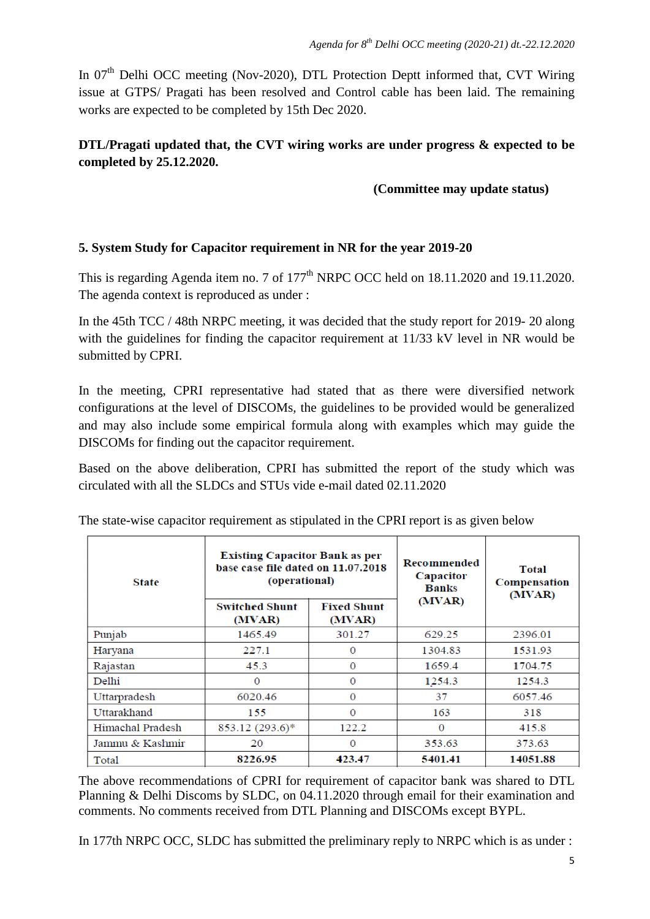In 07th Delhi OCC meeting (Nov-2020), DTL Protection Deptt informed that, CVT Wiring issue at GTPS/ Pragati has been resolved and Control cable has been laid. The remaining works are expected to be completed by 15th Dec 2020.

**DTL/Pragati updated that, the CVT wiring works are under progress & expected to be completed by 25.12.2020.**

**(Committee may update status)**

### 5. System Study for Capacitor requirement in NR for the year 2019-20

This is regarding Agenda item no. 7 of 177th NRPC OCC held on 18.11.2020 and 19.11.2020. The agenda context is reproduced as under :

In the 45th TCC / 48th NRPC meeting, it was decided that the study report for 2019- 20 along with the guidelines for finding the capacitor requirement at 11/33 kV level in NR would be submitted by CPRI.

In the meeting, CPRI representative had stated that as there were diversified network configurations at the level of DISCOMs, the guidelines to be provided would be generalized and may also include some empirical formula along with examples which may guide the DISCOMs for finding out the capacitor requirement.

Based on the above deliberation, CPRI has submitted the report of the study which was circulated with all the SLDCs and STUs vide e-mail dated 02.11.2020

The state-wise capacitor requirement as stipulated in the CPRI report is as given below

| State | Existing Capacitor Bank as per base case file dated on 11.07.2018 (operational) | | Recommended Capacitor Banks (MVAR) | Total Compensation (MVAR) |
|---|---|---|---|---|
| | Switched Shunt (MVAR) | Fixed Shunt (MVAR) | | |
| Punjab | 1465.49 | 301.27 | 629.25 | 2396.01 |
| Haryana | 227.1 | 0 | 1304.83 | 1531.93 |
| Rajastan | 45.3 | 0 | 1659.4 | 1704.75 |
| Delhi | 0 | 0 | 1254.3 | 1254.3 |
| Uttarpradesh | 6020.46 | 0 | 37 | 6057.46 |
| Uttarakhand | 155 | 0 | 163 | 318 |
| Himachal Pradesh | 853.12 (293.6)* | 122.2 | 0 | 415.8 |
| Jammu & Kashmir | 20 | 0 | 353.63 | 373.63 |
| Total | **8226.95** | **423.47** | **5401.41** | **14051.88** |

The above recommendations of CPRI for requirement of capacitor bank was shared to DTL Planning & Delhi Discoms by SLDC, on 04.11.2020 through email for their examination and comments. No comments received from DTL Planning and DISCOMs except BYPL.

In 177th NRPC OCC, SLDC has submitted the preliminary reply to NRPC which is as under :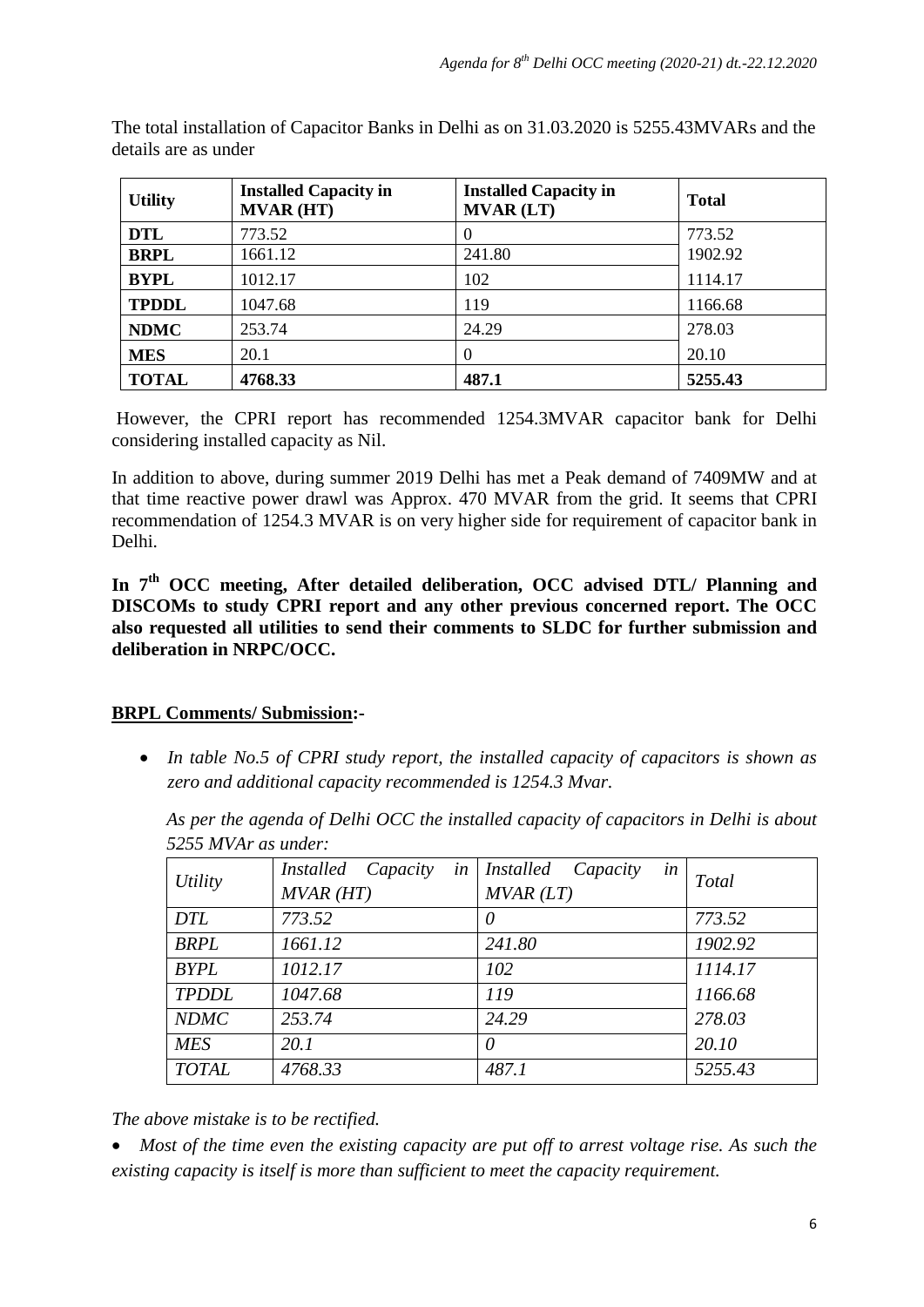The total installation of Capacitor Banks in Delhi as on 31.03.2020 is 5255.43MVARs and the details are as under

| Utility | Installed Capacity in MVAR (HT) | Installed Capacity in MVAR (LT) | Total |
|---|---|---|---|
| **DTL** | 773.52 | 0 | 773.52 |
| **BRPL** | 1661.12 | 241.80 | 1902.92 |
| **BYPL** | 1012.17 | 102 | 1114.17 |
| **TPDDL** | 1047.68 | 119 | 1166.68 |
| **NDMC** | 253.74 | 24.29 | 278.03 |
| **MES** | 20.1 | 0 | 20.10 |
| **TOTAL** | **4768.33** | **487.1** | **5255.43** |

However, the CPRI report has recommended 1254.3MVAR capacitor bank for Delhi considering installed capacity as Nil.

In addition to above, during summer 2019 Delhi has met a Peak demand of 7409MW and at that time reactive power drawl was Approx. 470 MVAR from the grid. It seems that CPRI recommendation of 1254.3 MVAR is on very higher side for requirement of capacitor bank in Delhi.

**In 7th OCC meeting, After detailed deliberation, OCC advised DTL/ Planning and DISCOMs to study CPRI report and any other previous concerned report. The OCC also requested all utilities to send their comments to SLDC for further submission and deliberation in NRPC/OCC.**

**BRPL Comments/ Submission:-**

- *In table No.5 of CPRI study report, the installed capacity of capacitors is shown as zero and additional capacity recommended is 1254.3 Mvar.*

  *As per the agenda of Delhi OCC the installed capacity of capacitors in Delhi is about 5255 MVAr as under:*

| *Utility* | *Installed Capacity in MVAR (HT)* | *Installed Capacity in MVAR (LT)* | *Total* |
|---|---|---|---|
| *DTL* | *773.52* | *0* | *773.52* |
| *BRPL* | *1661.12* | *241.80* | *1902.92* |
| *BYPL* | *1012.17* | *102* | *1114.17* |
| *TPDDL* | *1047.68* | *119* | *1166.68* |
| *NDMC* | *253.74* | *24.29* | *278.03* |
| *MES* | *20.1* | *0* | *20.10* |
| *TOTAL* | *4768.33* | *487.1* | *5255.43* |

*The above mistake is to be rectified.*

- *Most of the time even the existing capacity are put off to arrest voltage rise. As such the existing capacity is itself is more than sufficient to meet the capacity requirement.*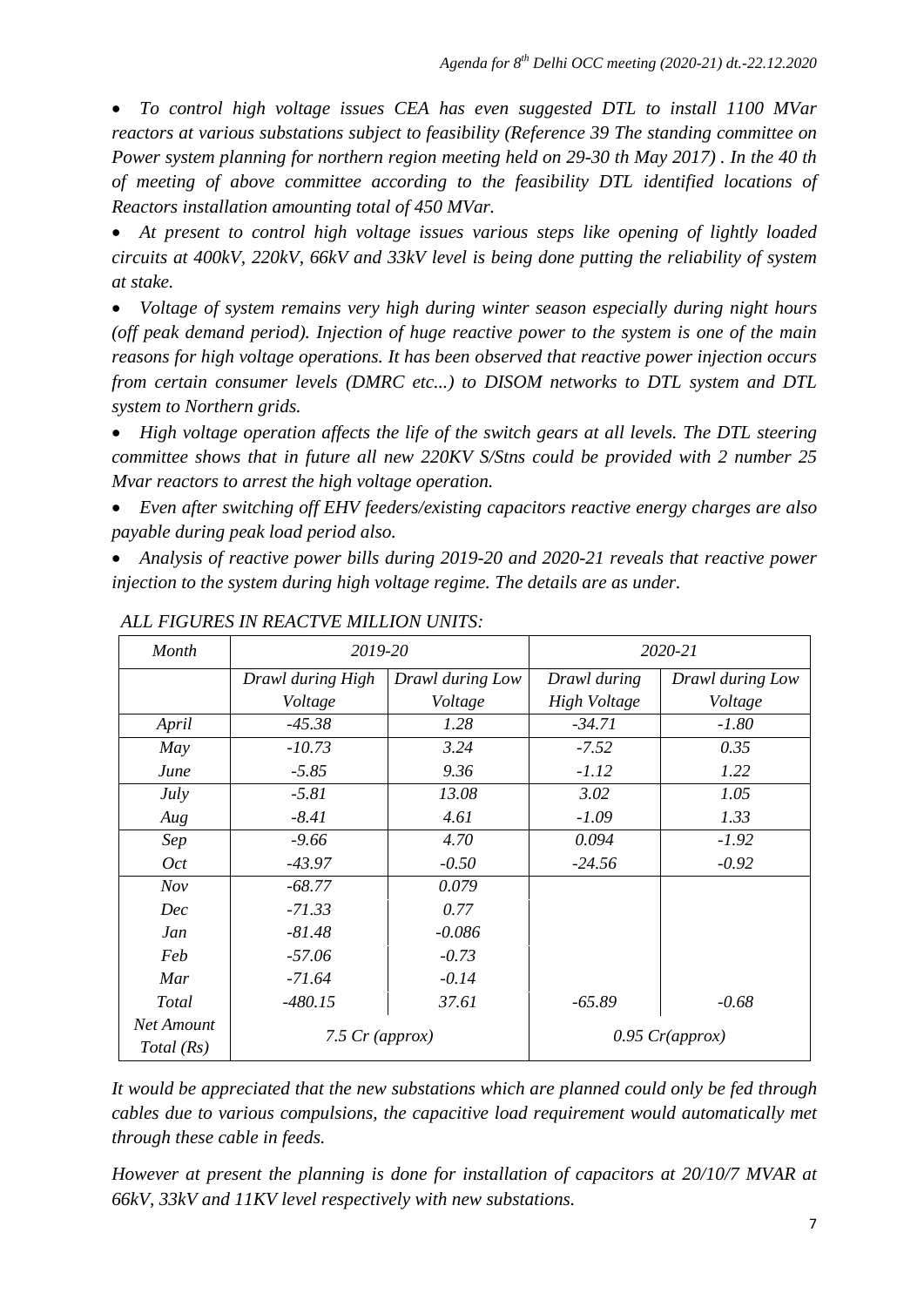- *To control high voltage issues CEA has even suggested DTL to install 1100 MVar reactors at various substations subject to feasibility (Reference 39 The standing committee on Power system planning for northern region meeting held on 29-30 th May 2017) . In the 40 th of meeting of above committee according to the feasibility DTL identified locations of Reactors installation amounting total of 450 MVar.*
- *At present to control high voltage issues various steps like opening of lightly loaded circuits at 400kV, 220kV, 66kV and 33kV level is being done putting the reliability of system at stake.*
- *Voltage of system remains very high during winter season especially during night hours (off peak demand period). Injection of huge reactive power to the system is one of the main reasons for high voltage operations. It has been observed that reactive power injection occurs from certain consumer levels (DMRC etc...) to DISOM networks to DTL system and DTL system to Northern grids.*
- *High voltage operation affects the life of the switch gears at all levels. The DTL steering committee shows that in future all new 220KV S/Stns could be provided with 2 number 25 Mvar reactors to arrest the high voltage operation.*
- *Even after switching off EHV feeders/existing capacitors reactive energy charges are also payable during peak load period also.*
- *Analysis of reactive power bills during 2019-20 and 2020-21 reveals that reactive power injection to the system during high voltage regime. The details are as under.*

*ALL FIGURES IN REACTVE MILLION UNITS:*

| Month | 2019-20 | | 2020-21 | |
|---|---|---|---|---|
| | Drawl during High Voltage | Drawl during Low Voltage | Drawl during High Voltage | Drawl during Low Voltage |
| April | -45.38 | 1.28 | -34.71 | -1.80 |
| May | -10.73 | 3.24 | -7.52 | 0.35 |
| June | -5.85 | 9.36 | -1.12 | 1.22 |
| July | -5.81 | 13.08 | 3.02 | 1.05 |
| Aug | -8.41 | 4.61 | -1.09 | 1.33 |
| Sep | -9.66 | 4.70 | 0.094 | -1.92 |
| Oct | -43.97 | -0.50 | -24.56 | -0.92 |
| Nov | -68.77 | 0.079 | | |
| Dec | -71.33 | 0.77 | | |
| Jan | -81.48 | -0.086 | | |
| Feb | -57.06 | -0.73 | | |
| Mar | -71.64 | -0.14 | | |
| Total | -480.15 | 37.61 | -65.89 | -0.68 |
| Net Amount Total (Rs) | 7.5 Cr (approx) | | 0.95 Cr(approx) | |

*It would be appreciated that the new substations which are planned could only be fed through cables due to various compulsions, the capacitive load requirement would automatically met through these cable in feeds.*

*However at present the planning is done for installation of capacitors at 20/10/7 MVAR at 66kV, 33kV and 11KV level respectively with new substations.*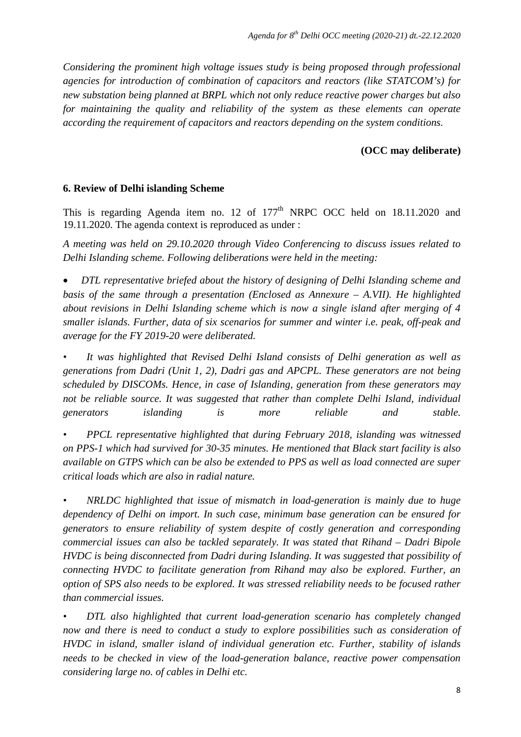*Considering the prominent high voltage issues study is being proposed through professional agencies for introduction of combination of capacitors and reactors (like STATCOM's) for new substation being planned at BRPL which not only reduce reactive power charges but also for maintaining the quality and reliability of the system as these elements can operate according the requirement of capacitors and reactors depending on the system conditions.*

**(OCC may deliberate)**

**6. Review of Delhi islanding Scheme**

This is regarding Agenda item no. 12 of 177th NRPC OCC held on 18.11.2020 and 19.11.2020. The agenda context is reproduced as under :

*A meeting was held on 29.10.2020 through Video Conferencing to discuss issues related to Delhi Islanding scheme. Following deliberations were held in the meeting:*

- *DTL representative briefed about the history of designing of Delhi Islanding scheme and basis of the same through a presentation (Enclosed as Annexure – A.VII). He highlighted about revisions in Delhi Islanding scheme which is now a single island after merging of 4 smaller islands. Further, data of six scenarios for summer and winter i.e. peak, off-peak and average for the FY 2019-20 were deliberated.*
- *It was highlighted that Revised Delhi Island consists of Delhi generation as well as generations from Dadri (Unit 1, 2), Dadri gas and APCPL. These generators are not being scheduled by DISCOMs. Hence, in case of Islanding, generation from these generators may not be reliable source. It was suggested that rather than complete Delhi Island, individual generators islanding is more reliable and stable.*
- *PPCL representative highlighted that during February 2018, islanding was witnessed on PPS-1 which had survived for 30-35 minutes. He mentioned that Black start facility is also available on GTPS which can be also be extended to PPS as well as load connected are super critical loads which are also in radial nature.*
- *NRLDC highlighted that issue of mismatch in load-generation is mainly due to huge dependency of Delhi on import. In such case, minimum base generation can be ensured for generators to ensure reliability of system despite of costly generation and corresponding commercial issues can also be tackled separately. It was stated that Rihand – Dadri Bipole HVDC is being disconnected from Dadri during Islanding. It was suggested that possibility of connecting HVDC to facilitate generation from Rihand may also be explored. Further, an option of SPS also needs to be explored. It was stressed reliability needs to be focused rather than commercial issues.*
- *DTL also highlighted that current load-generation scenario has completely changed now and there is need to conduct a study to explore possibilities such as consideration of HVDC in island, smaller island of individual generation etc. Further, stability of islands needs to be checked in view of the load-generation balance, reactive power compensation considering large no. of cables in Delhi etc.*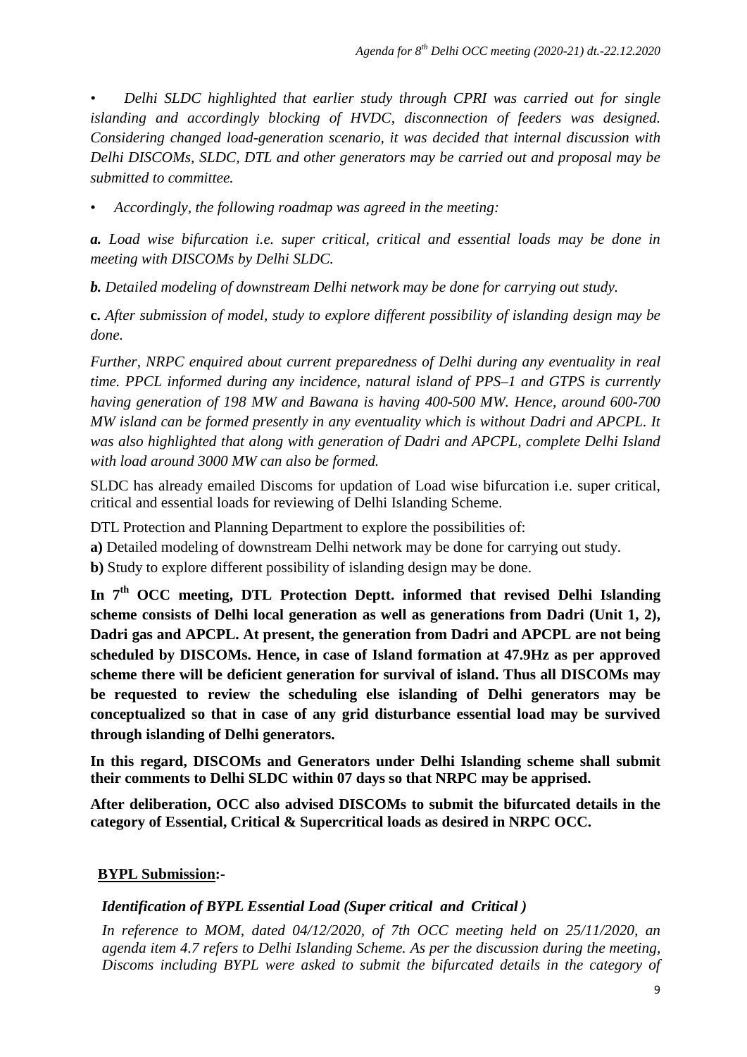• *Delhi SLDC highlighted that earlier study through CPRI was carried out for single islanding and accordingly blocking of HVDC, disconnection of feeders was designed. Considering changed load-generation scenario, it was decided that internal discussion with Delhi DISCOMs, SLDC, DTL and other generators may be carried out and proposal may be submitted to committee.*

• *Accordingly, the following roadmap was agreed in the meeting:*

***a.*** *Load wise bifurcation i.e. super critical, critical and essential loads may be done in meeting with DISCOMs by Delhi SLDC.*

***b.*** *Detailed modeling of downstream Delhi network may be done for carrying out study.*

**c.** *After submission of model, study to explore different possibility of islanding design may be done.*

*Further, NRPC enquired about current preparedness of Delhi during any eventuality in real time. PPCL informed during any incidence, natural island of PPS–1 and GTPS is currently having generation of 198 MW and Bawana is having 400-500 MW. Hence, around 600-700 MW island can be formed presently in any eventuality which is without Dadri and APCPL. It was also highlighted that along with generation of Dadri and APCPL, complete Delhi Island with load around 3000 MW can also be formed.*

SLDC has already emailed Discoms for updation of Load wise bifurcation i.e. super critical, critical and essential loads for reviewing of Delhi Islanding Scheme.

DTL Protection and Planning Department to explore the possibilities of:

**a)** Detailed modeling of downstream Delhi network may be done for carrying out study.

**b)** Study to explore different possibility of islanding design may be done.

**In 7th OCC meeting, DTL Protection Deptt. informed that revised Delhi Islanding scheme consists of Delhi local generation as well as generations from Dadri (Unit 1, 2), Dadri gas and APCPL. At present, the generation from Dadri and APCPL are not being scheduled by DISCOMs. Hence, in case of Island formation at 47.9Hz as per approved scheme there will be deficient generation for survival of island. Thus all DISCOMs may be requested to review the scheduling else islanding of Delhi generators may be conceptualized so that in case of any grid disturbance essential load may be survived through islanding of Delhi generators.**

**In this regard, DISCOMs and Generators under Delhi Islanding scheme shall submit their comments to Delhi SLDC within 07 days so that NRPC may be apprised.**

**After deliberation, OCC also advised DISCOMs to submit the bifurcated details in the category of Essential, Critical & Supercritical loads as desired in NRPC OCC.**

**BYPL Submission:-**

***Identification of BYPL Essential Load (Super critical and Critical )***

*In reference to MOM, dated 04/12/2020, of 7th OCC meeting held on 25/11/2020, an agenda item 4.7 refers to Delhi Islanding Scheme. As per the discussion during the meeting, Discoms including BYPL were asked to submit the bifurcated details in the category of*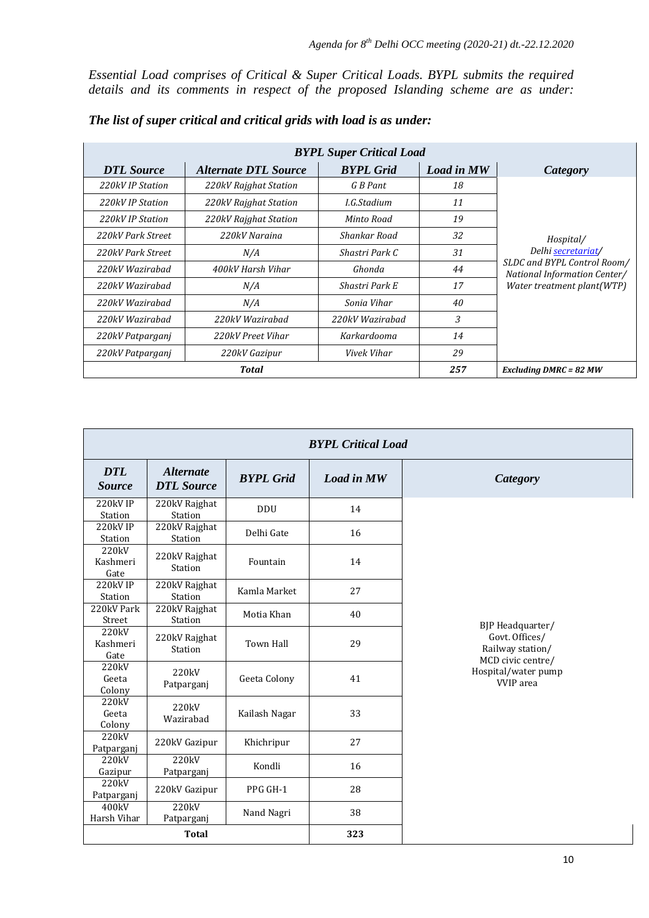*Essential Load comprises of Critical & Super Critical Loads. BYPL submits the required details and its comments in respect of the proposed Islanding scheme are as under:*

***The list of super critical and critical grids with load is as under:***

| ***BYPL Super Critical Load*** | | | | |
|---|---|---|---|---|
| ***DTL Source*** | ***Alternate DTL Source*** | ***BYPL Grid*** | ***Load in MW*** | ***Category*** |
| *220kV IP Station* | *220kV Rajghat Station* | *G B Pant* | *18* | *Hospital/ Delhi secretariat/ SLDC and BYPL Control Room/ National Information Center/ Water treatment plant(WTP)* |
| *220kV IP Station* | *220kV Rajghat Station* | *I.G.Stadium* | *11* | |
| *220kV IP Station* | *220kV Rajghat Station* | *Minto Road* | *19* | |
| *220kV Park Street* | *220kV Naraina* | *Shankar Road* | *32* | |
| *220kV Park Street* | *N/A* | *Shastri Park C* | *31* | |
| *220kV Wazirabad* | *400kV Harsh Vihar* | *Ghonda* | *44* | |
| *220kV Wazirabad* | *N/A* | *Shastri Park E* | *17* | |
| *220kV Wazirabad* | *N/A* | *Sonia Vihar* | *40* | |
| *220kV Wazirabad* | *220kV Wazirabad* | *220kV Wazirabad* | *3* | |
| *220kV Patparganj* | *220kV Preet Vihar* | *Karkardooma* | *14* | |
| *220kV Patparganj* | *220kV Gazipur* | *Vivek Vihar* | *29* | |
| ***Total*** | | | ***257*** | ***Excluding DMRC = 82 MW*** |

| ***BYPL Critical Load*** | | | | |
|---|---|---|---|---|
| ***DTL Source*** | ***Alternate DTL Source*** | ***BYPL Grid*** | ***Load in MW*** | ***Category*** |
| 220kV IP Station | 220kV Rajghat Station | DDU | 14 | BJP Headquarter/ Govt. Offices/ Railway station/ MCD civic centre/ Hospital/water pump VVIP area |
| 220kV IP Station | 220kV Rajghat Station | Delhi Gate | 16 | |
| 220kV Kashmeri Gate | 220kV Rajghat Station | Fountain | 14 | |
| 220kV IP Station | 220kV Rajghat Station | Kamla Market | 27 | |
| 220kV Park Street | 220kV Rajghat Station | Motia Khan | 40 | |
| 220kV Kashmeri Gate | 220kV Rajghat Station | Town Hall | 29 | |
| 220kV Geeta Colony | 220kV Patparganj | Geeta Colony | 41 | |
| 220kV Geeta Colony | 220kV Wazirabad | Kailash Nagar | 33 | |
| 220kV Patparganj | 220kV Gazipur | Khichripur | 27 | |
| 220kV Gazipur | 220kV Patparganj | Kondli | 16 | |
| 220kV Patparganj | 220kV Gazipur | PPG GH-1 | 28 | |
| 400kV Harsh Vihar | 220kV Patparganj | Nand Nagri | 38 | |
| **Total** | | | **323** | |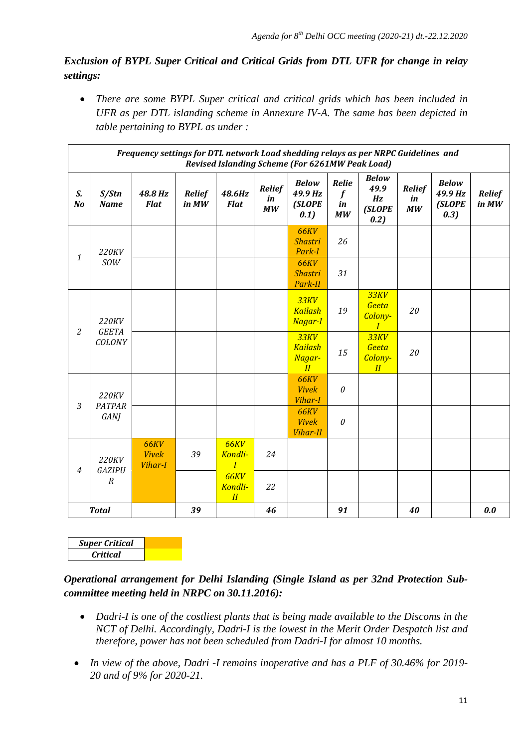***Exclusion of BYPL Super Critical and Critical Grids from DTL UFR for change in relay settings:***

- *There are some BYPL Super critical and critical grids which has been included in UFR as per DTL islanding scheme in Annexure IV-A. The same has been depicted in table pertaining to BYPL as under :*

| ***Frequency settings for DTL network Load shedding relays as per NRPC Guidelines and Revised Islanding Scheme (For 6261MW Peak Load)*** | | | | | | | | | | | |
|---|---|---|---|---|---|---|---|---|---|---|---|
| ***S. No*** | ***S/Stn Name*** | ***48.8 Hz Flat*** | ***Relief in MW*** | ***48.6Hz Flat*** | ***Relief in MW*** | ***Below 49.9 Hz (SLOPE 0.1)*** | ***Relief in MW*** | ***Below 49.9 Hz (SLOPE 0.2)*** | ***Relief in MW*** | ***Below 49.9 Hz (SLOPE 0.3)*** | ***Relief in MW*** |
| *1* | *220KV SOW* | | | | | *66KV Shastri Park-I* | *26* | | | | |
| | | | | | | *66KV Shastri Park-II* | *31* | | | | |
| *2* | *220KV GEETA COLONY* | | | | | *33KV Kailash Nagar-I* | *19* | *33KV Geeta Colony-I* | *20* | | |
| | | | | | | *33KV Kailash Nagar-II* | *15* | *33KV Geeta Colony-II* | *20* | | |
| *3* | *220KV PATPAR GANJ* | | | | | *66KV Vivek Vihar-I* | *0* | | | | |
| | | | | | | *66KV Vivek Vihar-II* | *0* | | | | |
| *4* | *220KV GAZIPUR* | *66KV Vivek Vihar-I* | *39* | *66KV Kondli-I* | *24* | | | | | | |
| | | | | *66KV Kondli-II* | *22* | | | | | | |
| ***Total*** | | | ***39*** | | ***46*** | | ***91*** | | ***40*** | | ***0.0*** |

| ***Super Critical*** | |
|---|---|
| ***Critical*** | |

***Operational arrangement for Delhi Islanding (Single Island as per 32nd Protection Sub-committee meeting held in NRPC on 30.11.2016):***

- *Dadri-I is one of the costliest plants that is being made available to the Discoms in the NCT of Delhi. Accordingly, Dadri-I is the lowest in the Merit Order Despatch list and therefore, power has not been scheduled from Dadri-I for almost 10 months.*
- *In view of the above, Dadri -I remains inoperative and has a PLF of 30.46% for 2019-20 and of 9% for 2020-21.*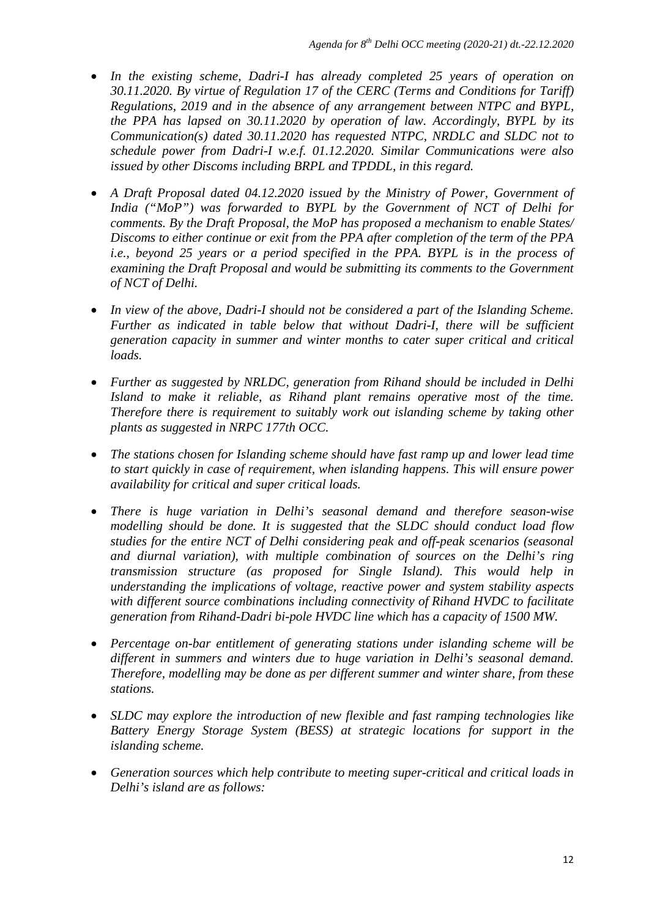- *In the existing scheme, Dadri-I has already completed 25 years of operation on 30.11.2020. By virtue of Regulation 17 of the CERC (Terms and Conditions for Tariff) Regulations, 2019 and in the absence of any arrangement between NTPC and BYPL, the PPA has lapsed on 30.11.2020 by operation of law. Accordingly, BYPL by its Communication(s) dated 30.11.2020 has requested NTPC, NRDLC and SLDC not to schedule power from Dadri-I w.e.f. 01.12.2020. Similar Communications were also issued by other Discoms including BRPL and TPDDL, in this regard.*
- *A Draft Proposal dated 04.12.2020 issued by the Ministry of Power, Government of India ("MoP") was forwarded to BYPL by the Government of NCT of Delhi for comments. By the Draft Proposal, the MoP has proposed a mechanism to enable States/ Discoms to either continue or exit from the PPA after completion of the term of the PPA i.e., beyond 25 years or a period specified in the PPA. BYPL is in the process of examining the Draft Proposal and would be submitting its comments to the Government of NCT of Delhi.*
- *In view of the above, Dadri-I should not be considered a part of the Islanding Scheme. Further as indicated in table below that without Dadri-I, there will be sufficient generation capacity in summer and winter months to cater super critical and critical loads.*
- *Further as suggested by NRLDC, generation from Rihand should be included in Delhi Island to make it reliable, as Rihand plant remains operative most of the time. Therefore there is requirement to suitably work out islanding scheme by taking other plants as suggested in NRPC 177th OCC.*
- *The stations chosen for Islanding scheme should have fast ramp up and lower lead time to start quickly in case of requirement, when islanding happens. This will ensure power availability for critical and super critical loads.*
- *There is huge variation in Delhi's seasonal demand and therefore season-wise modelling should be done. It is suggested that the SLDC should conduct load flow studies for the entire NCT of Delhi considering peak and off-peak scenarios (seasonal and diurnal variation), with multiple combination of sources on the Delhi's ring transmission structure (as proposed for Single Island). This would help in understanding the implications of voltage, reactive power and system stability aspects with different source combinations including connectivity of Rihand HVDC to facilitate generation from Rihand-Dadri bi-pole HVDC line which has a capacity of 1500 MW.*
- *Percentage on-bar entitlement of generating stations under islanding scheme will be different in summers and winters due to huge variation in Delhi's seasonal demand. Therefore, modelling may be done as per different summer and winter share, from these stations.*
- *SLDC may explore the introduction of new flexible and fast ramping technologies like Battery Energy Storage System (BESS) at strategic locations for support in the islanding scheme.*
- *Generation sources which help contribute to meeting super-critical and critical loads in Delhi's island are as follows:*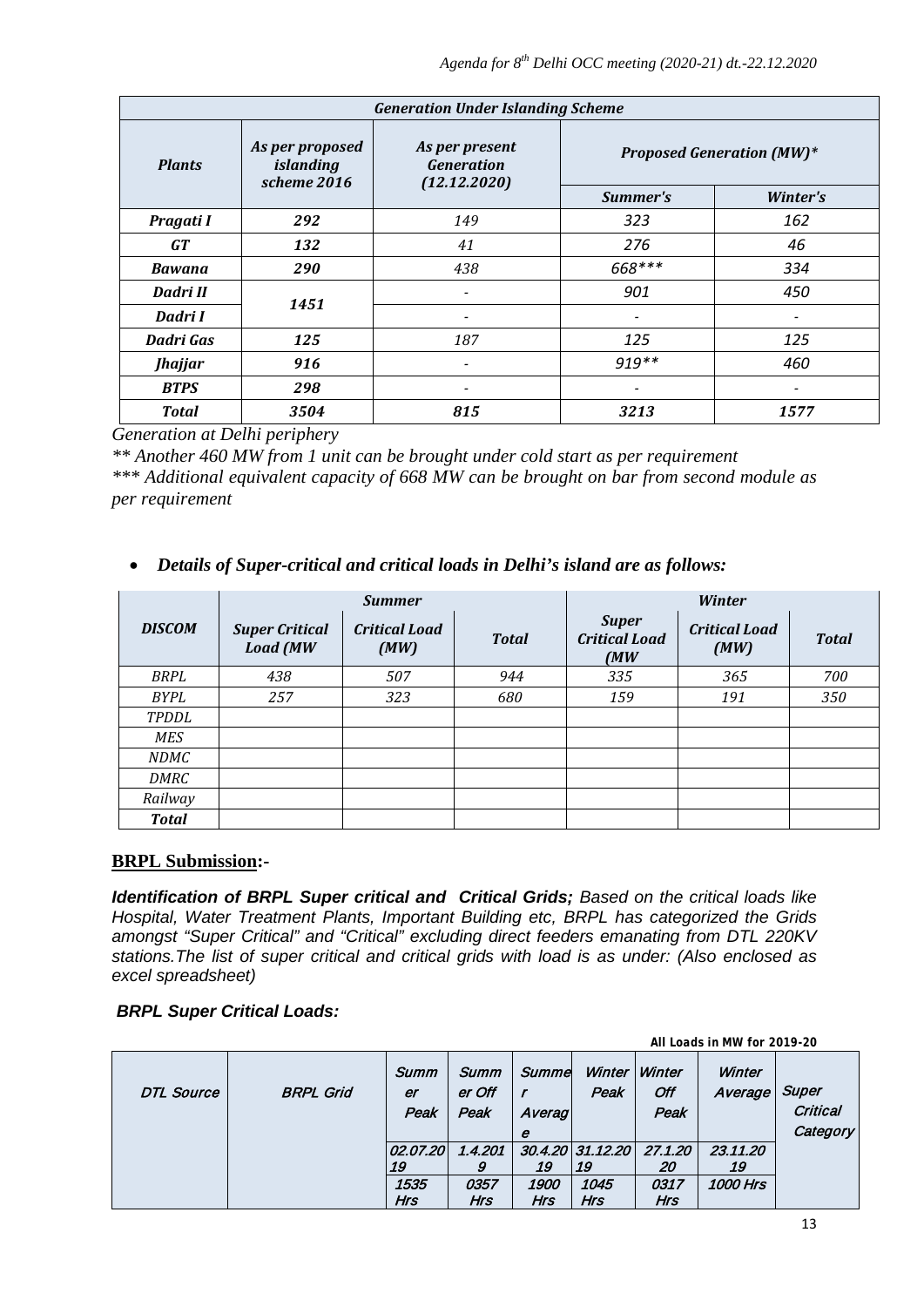| *Generation Under Islanding Scheme* | | | | |
|---|---|---|---|---|
| ***Plants*** | ***As per proposed islanding scheme 2016*** | ***As per present Generation (12.12.2020)*** | ***Proposed Generation (MW)**** | |
| | | | ***Summer's*** | ***Winter's*** |
| ***Pragati I*** | ***292*** | *149* | *323* | *162* |
| ***GT*** | ***132*** | *41* | *276* | *46* |
| ***Bawana*** | ***290*** | *438* | *668**** | *334* |
| ***Dadri II*** | ***1451*** | - | *901* | *450* |
| ***Dadri I*** | | - | - | - |
| ***Dadri Gas*** | ***125*** | *187* | *125* | *125* |
| ***Jhajjar*** | ***916*** | - | *919*** | *460* |
| ***BTPS*** | ***298*** | - | - | - |
| ***Total*** | ***3504*** | ***815*** | ***3213*** | ***1577*** |

*Generation at Delhi periphery*

*** Another 460 MW from 1 unit can be brought under cold start as per requirement*

**** Additional equivalent capacity of 668 MW can be brought on bar from second module as per requirement*

- ***Details of Super-critical and critical loads in Delhi's island are as follows:***

| ***DISCOM*** | ***Summer*** | | | ***Winter*** | | |
|---|---|---|---|---|---|---|
| | ***Super Critical Load (MW*** | ***Critical Load (MW)*** | ***Total*** | ***Super Critical Load (MW*** | ***Critical Load (MW)*** | ***Total*** |
| *BRPL* | *438* | *507* | *944* | *335* | *365* | *700* |
| *BYPL* | *257* | *323* | *680* | *159* | *191* | *350* |
| *TPDDL* | | | | | | |
| *MES* | | | | | | |
| *NDMC* | | | | | | |
| *DMRC* | | | | | | |
| *Railway* | | | | | | |
| ***Total*** | | | | | | |

**BRPL Submission:-**

***Identification of BRPL Super critical and Critical Grids;*** *Based on the critical loads like Hospital, Water Treatment Plants, Important Building etc, BRPL has categorized the Grids amongst "Super Critical" and "Critical" excluding direct feeders emanating from DTL 220KV stations.The list of super critical and critical grids with load is as under: (Also enclosed as excel spreadsheet)*

***BRPL Super Critical Loads:***

**All Loads in MW for 2019-20**

| *DTL Source* | *BRPL Grid* | *Summer Peak* | *Summer Off Peak* | *Summer Average* | *Winter Peak* | *Winter Off Peak* | *Winter Average* | *Super Critical Category* |
|---|---|---|---|---|---|---|---|---|
| | | *02.07.2019* | *1.4.2019* | *30.4.2019* | *31.12.2019* | *27.1.2020* | *23.11.2019* | |
| | | *1535 Hrs* | *0357 Hrs* | *1900 Hrs* | *1045 Hrs* | *0317 Hrs* | *1000 Hrs* | |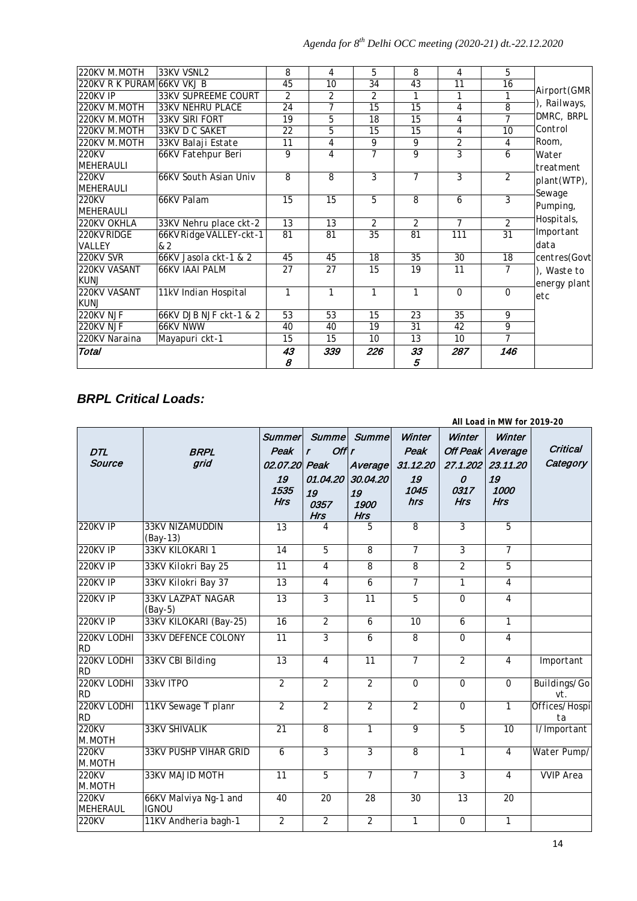| | | | | | | | | |
|---|---|---|---|---|---|---|---|---|
| 220KV M.MOTH | 33KV VSNL2 | 8 | 4 | 5 | 8 | 4 | 5 | Airport(GMR), Railways, DMRC, BRPL Control Room, Water treatment plant(WTP), Sewage Pumping, Hospitals, Important data centres(Govt), Waste to energy plant etc |
| 220KV R K PURAM | 66KV VKJ B | 45 | 10 | 34 | 43 | 11 | 16 | |
| 220KV IP | 33KV SUPREEME COURT | 2 | 2 | 2 | 1 | 1 | 1 | |
| 220KV M.MOTH | 33KV NEHRU PLACE | 24 | 7 | 15 | 15 | 4 | 8 | |
| 220KV M.MOTH | 33KV SIRI FORT | 19 | 5 | 18 | 15 | 4 | 7 | |
| 220KV M.MOTH | 33KV D C SAKET | 22 | 5 | 15 | 15 | 4 | 10 | |
| 220KV M.MOTH | 33KV Balaji Estate | 11 | 4 | 9 | 9 | 2 | 4 | |
| 220KV MEHERAULI | 66KV Fatehpur Beri | 9 | 4 | 7 | 9 | 3 | 6 | |
| 220KV MEHERAULI | 66KV South Asian Univ | 8 | 8 | 3 | 7 | 3 | 2 | |
| 220KV MEHERAULI | 66KV Palam | 15 | 15 | 5 | 8 | 6 | 3 | |
| 220KV OKHLA | 33KV Nehru place ckt-2 | 13 | 13 | 2 | 2 | 7 | 2 | |
| 220KV RIDGE VALLEY | 66KV Ridge VALLEY-ckt-1 & 2 | 81 | 81 | 35 | 81 | 111 | 31 | |
| 220KV SVR | 66KV Jasola ckt-1 & 2 | 45 | 45 | 18 | 35 | 30 | 18 | |
| 220KV VASANT KUNJ | 66KV IAAI PALM | 27 | 27 | 15 | 19 | 11 | 7 | |
| 220KV VASANT KUNJ | 11kV Indian Hospital | 1 | 1 | 1 | 1 | 0 | 0 | |
| 220KV NJF | 66KV DJB NJF ckt-1 & 2 | 53 | 53 | 15 | 23 | 35 | 9 | |
| 220KV NJF | 66KV NWW | 40 | 40 | 19 | 31 | 42 | 9 | |
| 220KV Naraina | Mayapuri ckt-1 | 15 | 15 | 10 | 13 | 10 | 7 | |
| *Total* | | *438* | *339* | *226* | *335* | *287* | *146* | |

## *BRPL Critical Loads:*

**All Load in MW for 2019-20**

| *DTL Source* | *BRPL grid* | *Summer Peak 02.07.2019 1535 Hrs* | *Summer Off Peak 01.04.2019 0357 Hrs* | *Summer Average 30.04.2019 1900 Hrs* | *Winter Peak 31.12.2019 1045 hrs* | *Winter Off Peak 27.1.2020 0317 Hrs* | *Winter Average 23.11.2019 1000 Hrs* | *Critical Category* |
|---|---|---|---|---|---|---|---|---|
| 220KV IP | 33KV NIZAMUDDIN (Bay-13) | 13 | 4 | 5 | 8 | 3 | 5 | |
| 220KV IP | 33KV KILOKARI 1 | 14 | 5 | 8 | 7 | 3 | 7 | |
| 220KV IP | 33KV Kilokri Bay 25 | 11 | 4 | 8 | 8 | 2 | 5 | |
| 220KV IP | 33KV Kilokri Bay 37 | 13 | 4 | 6 | 7 | 1 | 4 | |
| 220KV IP | 33KV LAZPAT NAGAR (Bay-5) | 13 | 3 | 11 | 5 | 0 | 4 | |
| 220KV IP | 33KV KILOKARI (Bay-25) | 16 | 2 | 6 | 10 | 6 | 1 | |
| 220KV LODHI RD | 33KV DEFENCE COLONY | 11 | 3 | 6 | 8 | 0 | 4 | |
| 220KV LODHI RD | 33KV CBI Bilding | 13 | 4 | 11 | 7 | 2 | 4 | Important |
| 220KV LODHI RD | 33kV ITPO | 2 | 2 | 2 | 0 | 0 | 0 | Buildings/Govt. |
| 220KV LODHI RD | 11KV Sewage T planr | 2 | 2 | 2 | 2 | 0 | 1 | Offices/Hospital/Important |
| 220KV M.MOTH | 33KV SHIVALIK | 21 | 8 | 1 | 9 | 5 | 10 | |
| 220KV M.MOTH | 33KV PUSHP VIHAR GRID | 6 | 3 | 3 | 8 | 1 | 4 | Water Pump/ |
| 220KV M.MOTH | 33KV MAJID MOTH | 11 | 5 | 7 | 7 | 3 | 4 | VVIP Area |
| 220KV MEHERAUL | 66KV Malviya Ng-1 and IGNOU | 40 | 20 | 28 | 30 | 13 | 20 | |
| 220KV | 11KV Andheria bagh-1 | 2 | 2 | 2 | 1 | 0 | 1 | |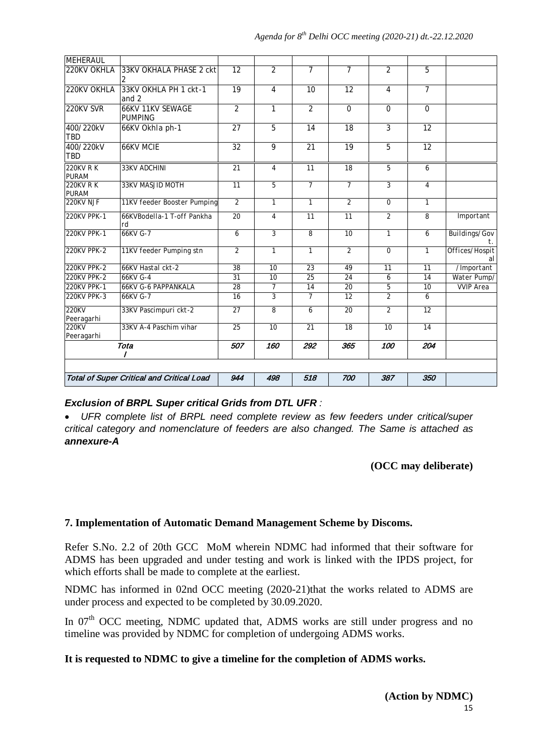| MEHERAUL | | | | | | | | |
|---|---|---|---|---|---|---|---|---|
| 220KV OKHLA | 33KV OKHALA PHASE 2 ckt 2 | 12 | 2 | 7 | 7 | 2 | 5 | |
| 220KV OKHLA | 33KV OKHLA PH 1 ckt-1 and 2 | 19 | 4 | 10 | 12 | 4 | 7 | |
| 220KV SVR | 66KV 11KV SEWAGE PUMPING | 2 | 1 | 2 | 0 | 0 | 0 | |
| 400/220kV TBD | 66KV Okhla ph-1 | 27 | 5 | 14 | 18 | 3 | 12 | |
| 400/220kV TBD | 66KV MCIE | 32 | 9 | 21 | 19 | 5 | 12 | |
| 220KV R K PURAM | 33KV ADCHINI | 21 | 4 | 11 | 18 | 5 | 6 | |
| 220KV R K PURAM | 33KV MASJID MOTH | 11 | 5 | 7 | 7 | 3 | 4 | |
| 220KV NJF | 11KV feeder Booster Pumping | 2 | 1 | 1 | 2 | 0 | 1 | |
| 220KV PPK-1 | 66KVBodella-1 T-off Pankha rd | 20 | 4 | 11 | 11 | 2 | 8 | Important |
| 220KV PPK-1 | 66KV G-7 | 6 | 3 | 8 | 10 | 1 | 6 | Buildings/Govt. |
| 220KV PPK-2 | 11KV feeder Pumping stn | 2 | 1 | 1 | 2 | 0 | 1 | Offices/Hospital |
| 220KV PPK-2 | 66KV Hastal ckt-2 | 38 | 10 | 23 | 49 | 11 | 11 | /Important |
| 220KV PPK-2 | 66KV G-4 | 31 | 10 | 25 | 24 | 6 | 14 | Water Pump/ |
| 220KV PPK-1 | 66KV G-6 PAPPANKALA | 28 | 7 | 14 | 20 | 5 | 10 | VVIP Area |
| 220KV PPK-3 | 66KV G-7 | 16 | 3 | 7 | 12 | 2 | 6 | |
| 220KV Peeragarhi | 33KV Pascimpuri ckt-2 | 27 | 8 | 6 | 20 | 2 | 12 | |
| 220KV Peeragarhi | 33KV A-4 Paschim vihar | 25 | 10 | 21 | 18 | 10 | 14 | |
| ***Total*** | | ***507*** | ***160*** | ***292*** | ***365*** | ***100*** | ***204*** | |
| | | | | | | | | |
| ***Total of Super Critical and Critical Load*** | | ***944*** | ***498*** | ***518*** | ***700*** | ***387*** | ***350*** | |

***Exclusion of BRPL Super critical Grids from DTL UFR** :*

- *UFR complete list of BRPL need complete review as few feeders under critical/super critical category and nomenclature of feeders are also changed. The Same is attached as **annexure-A***

**(OCC may deliberate)**

## 7. Implementation of Automatic Demand Management Scheme by Discoms.

Refer S.No. 2.2 of 20th GCC MoM wherein NDMC had informed that their software for ADMS has been upgraded and under testing and work is linked with the IPDS project, for which efforts shall be made to complete at the earliest.

NDMC has informed in 02nd OCC meeting (2020-21)that the works related to ADMS are under process and expected to be completed by 30.09.2020.

In 07th OCC meeting, NDMC updated that, ADMS works are still under progress and no timeline was provided by NDMC for completion of undergoing ADMS works.

**It is requested to NDMC to give a timeline for the completion of ADMS works.**

**(Action by NDMC)**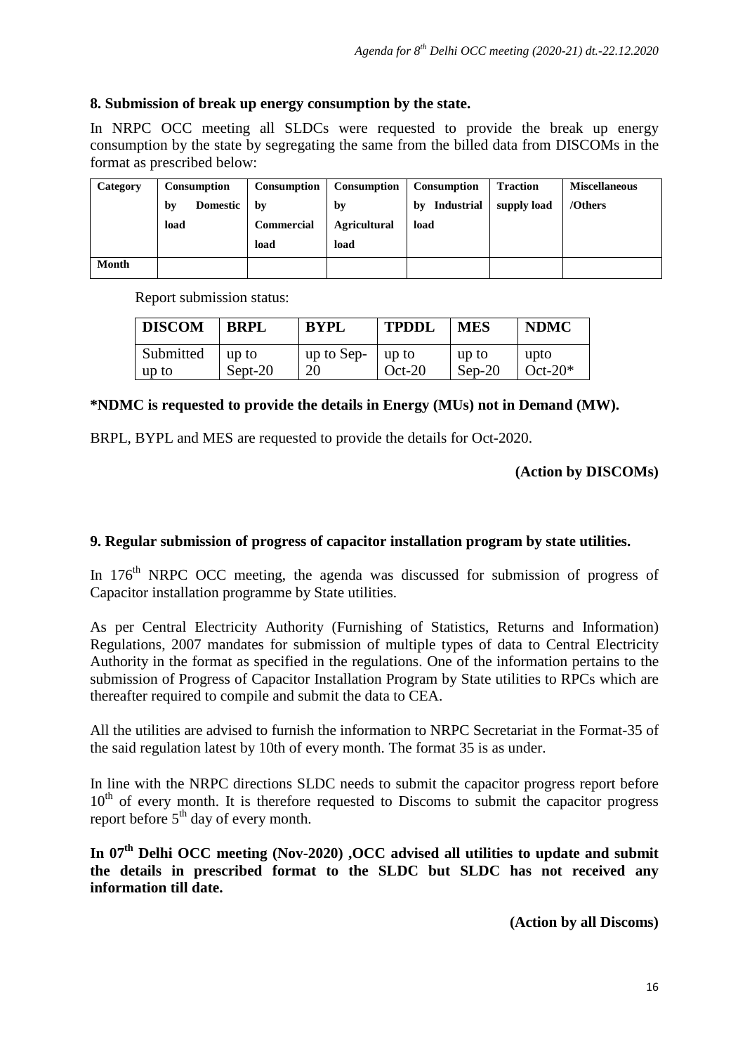## 8. Submission of break up energy consumption by the state.

In NRPC OCC meeting all SLDCs were requested to provide the break up energy consumption by the state by segregating the same from the billed data from DISCOMs in the format as prescribed below:

| Category | Consumption by Domestic load | Consumption by Commercial load | Consumption by Agricultural load | Consumption by Industrial load | Traction supply load | Miscellaneous /Others |
|---|---|---|---|---|---|---|
| Month | | | | | | |

Report submission status:

| DISCOM | BRPL | BYPL | TPDDL | MES | NDMC |
|---|---|---|---|---|---|
| Submitted up to | up to Sept-20 | up to Sep-20 | up to Oct-20 | up to Sep-20 | upto Oct-20* |

**\*NDMC is requested to provide the details in Energy (MUs) not in Demand (MW).**

BRPL, BYPL and MES are requested to provide the details for Oct-2020.

**(Action by DISCOMs)**

## 9. Regular submission of progress of capacitor installation program by state utilities.

In 176th NRPC OCC meeting, the agenda was discussed for submission of progress of Capacitor installation programme by State utilities.

As per Central Electricity Authority (Furnishing of Statistics, Returns and Information) Regulations, 2007 mandates for submission of multiple types of data to Central Electricity Authority in the format as specified in the regulations. One of the information pertains to the submission of Progress of Capacitor Installation Program by State utilities to RPCs which are thereafter required to compile and submit the data to CEA.

All the utilities are advised to furnish the information to NRPC Secretariat in the Format-35 of the said regulation latest by 10th of every month. The format 35 is as under.

In line with the NRPC directions SLDC needs to submit the capacitor progress report before 10th of every month. It is therefore requested to Discoms to submit the capacitor progress report before 5th day of every month.

**In 07th Delhi OCC meeting (Nov-2020) ,OCC advised all utilities to update and submit the details in prescribed format to the SLDC but SLDC has not received any information till date.**

**(Action by all Discoms)**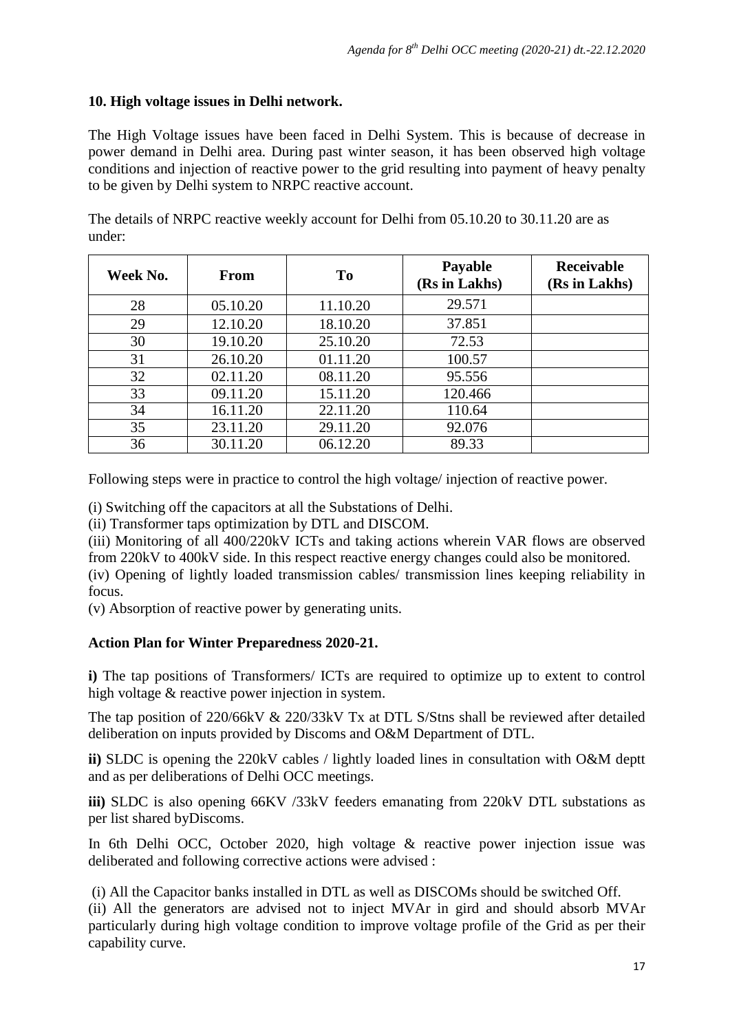## 10. High voltage issues in Delhi network.

The High Voltage issues have been faced in Delhi System. This is because of decrease in power demand in Delhi area. During past winter season, it has been observed high voltage conditions and injection of reactive power to the grid resulting into payment of heavy penalty to be given by Delhi system to NRPC reactive account.

The details of NRPC reactive weekly account for Delhi from 05.10.20 to 30.11.20 are as under:

| Week No. | From | To | Payable (Rs in Lakhs) | Receivable (Rs in Lakhs) |
|---|---|---|---|---|
| 28 | 05.10.20 | 11.10.20 | 29.571 | |
| 29 | 12.10.20 | 18.10.20 | 37.851 | |
| 30 | 19.10.20 | 25.10.20 | 72.53 | |
| 31 | 26.10.20 | 01.11.20 | 100.57 | |
| 32 | 02.11.20 | 08.11.20 | 95.556 | |
| 33 | 09.11.20 | 15.11.20 | 120.466 | |
| 34 | 16.11.20 | 22.11.20 | 110.64 | |
| 35 | 23.11.20 | 29.11.20 | 92.076 | |
| 36 | 30.11.20 | 06.12.20 | 89.33 | |

Following steps were in practice to control the high voltage/ injection of reactive power.

(i) Switching off the capacitors at all the Substations of Delhi.
(ii) Transformer taps optimization by DTL and DISCOM.
(iii) Monitoring of all 400/220kV ICTs and taking actions wherein VAR flows are observed from 220kV to 400kV side. In this respect reactive energy changes could also be monitored.
(iv) Opening of lightly loaded transmission cables/ transmission lines keeping reliability in focus.
(v) Absorption of reactive power by generating units.

### Action Plan for Winter Preparedness 2020-21.

**i)** The tap positions of Transformers/ ICTs are required to optimize up to extent to control high voltage & reactive power injection in system.

The tap position of 220/66kV & 220/33kV Tx at DTL S/Stns shall be reviewed after detailed deliberation on inputs provided by Discoms and O&M Department of DTL.

**ii)** SLDC is opening the 220kV cables / lightly loaded lines in consultation with O&M deptt and as per deliberations of Delhi OCC meetings.

**iii)** SLDC is also opening 66KV /33kV feeders emanating from 220kV DTL substations as per list shared byDiscoms.

In 6th Delhi OCC, October 2020, high voltage & reactive power injection issue was deliberated and following corrective actions were advised :

(i) All the Capacitor banks installed in DTL as well as DISCOMs should be switched Off.
(ii) All the generators are advised not to inject MVAr in gird and should absorb MVAr particularly during high voltage condition to improve voltage profile of the Grid as per their capability curve.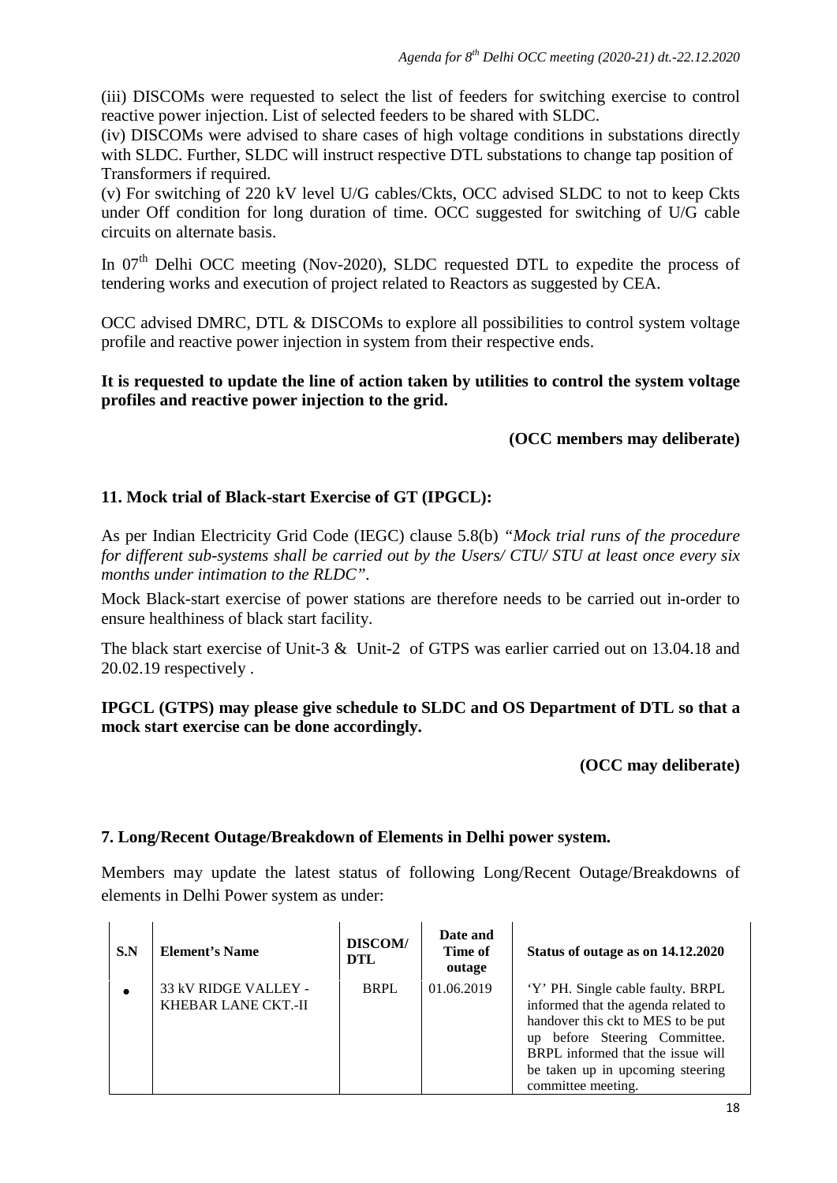(iii) DISCOMs were requested to select the list of feeders for switching exercise to control reactive power injection. List of selected feeders to be shared with SLDC.

(iv) DISCOMs were advised to share cases of high voltage conditions in substations directly with SLDC. Further, SLDC will instruct respective DTL substations to change tap position of Transformers if required.

(v) For switching of 220 kV level U/G cables/Ckts, OCC advised SLDC to not to keep Ckts under Off condition for long duration of time. OCC suggested for switching of U/G cable circuits on alternate basis.

In 07th Delhi OCC meeting (Nov-2020), SLDC requested DTL to expedite the process of tendering works and execution of project related to Reactors as suggested by CEA.

OCC advised DMRC, DTL & DISCOMs to explore all possibilities to control system voltage profile and reactive power injection in system from their respective ends.

**It is requested to update the line of action taken by utilities to control the system voltage profiles and reactive power injection to the grid.**

**(OCC members may deliberate)**

## 11. Mock trial of Black-start Exercise of GT (IPGCL):

As per Indian Electricity Grid Code (IEGC) clause 5.8(b) *"Mock trial runs of the procedure for different sub-systems shall be carried out by the Users/ CTU/ STU at least once every six months under intimation to the RLDC"*.

Mock Black-start exercise of power stations are therefore needs to be carried out in-order to ensure healthiness of black start facility.

The black start exercise of Unit-3 & Unit-2 of GTPS was earlier carried out on 13.04.18 and 20.02.19 respectively .

**IPGCL (GTPS) may please give schedule to SLDC and OS Department of DTL so that a mock start exercise can be done accordingly.**

**(OCC may deliberate)**

## 7. Long/Recent Outage/Breakdown of Elements in Delhi power system.

Members may update the latest status of following Long/Recent Outage/Breakdowns of elements in Delhi Power system as under:

| S.N | Element's Name | DISCOM/ DTL | Date and Time of outage | Status of outage as on 14.12.2020 |
|---|---|---|---|---|
| • | 33 kV RIDGE VALLEY - KHEBAR LANE CKT.-II | BRPL | 01.06.2019 | 'Y' PH. Single cable faulty. BRPL informed that the agenda related to handover this ckt to MES to be put up before Steering Committee. BRPL informed that the issue will be taken up in upcoming steering committee meeting. |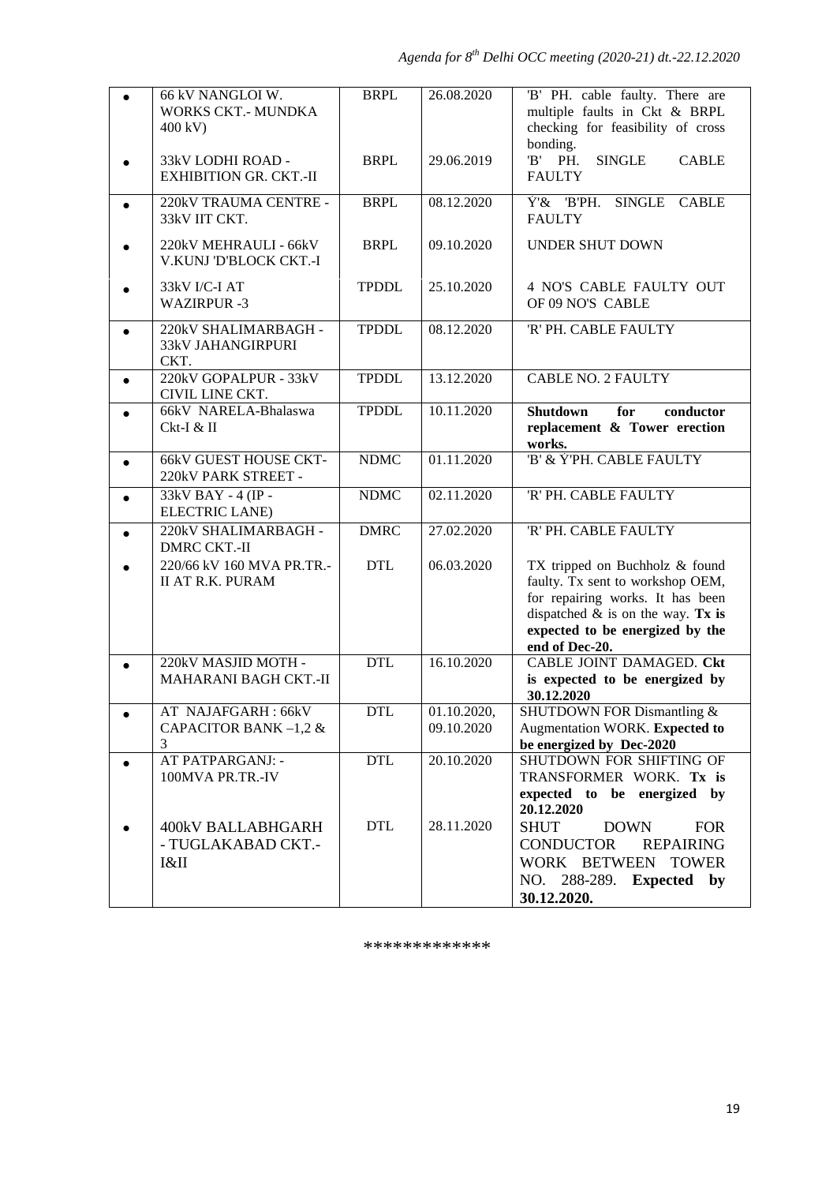| | | | | |
|---|---|---|---|---|
| • | 66 kV NANGLOI W. WORKS CKT.- MUNDKA 400 kV) | BRPL | 26.08.2020 | 'B' PH. cable faulty. There are multiple faults in Ckt & BRPL checking for feasibility of cross bonding. |
| • | 33kV LODHI ROAD - EXHIBITION GR. CKT.-II | BRPL | 29.06.2019 | 'B' PH. SINGLE CABLE FAULTY |
| • | 220kV TRAUMA CENTRE - 33kV IIT CKT. | BRPL | 08.12.2020 | Ÿ'& 'B'PH. SINGLE CABLE FAULTY |
| • | 220kV MEHRAULI - 66kV V.KUNJ 'D'BLOCK CKT.-I | BRPL | 09.10.2020 | UNDER SHUT DOWN |
| • | 33kV I/C-I AT WAZIRPUR -3 | TPDDL | 25.10.2020 | 4 NO'S CABLE FAULTY OUT OF 09 NO'S CABLE |
| • | 220kV SHALIMARBAGH - 33kV JAHANGIRPURI CKT. | TPDDL | 08.12.2020 | 'R' PH. CABLE FAULTY |
| • | 220kV GOPALPUR - 33kV CIVIL LINE CKT. | TPDDL | 13.12.2020 | CABLE NO. 2 FAULTY |
| • | 66kV NARELA-Bhalaswa Ckt-I & II | TPDDL | 10.11.2020 | **Shutdown for conductor replacement & Tower erection works.** |
| • | 66kV GUEST HOUSE CKT- 220kV PARK STREET - | NDMC | 01.11.2020 | 'B' & Ÿ'PH. CABLE FAULTY |
| • | 33kV BAY - 4 (IP - ELECTRIC LANE) | NDMC | 02.11.2020 | 'R' PH. CABLE FAULTY |
| • | 220kV SHALIMARBAGH - DMRC CKT.-II | DMRC | 27.02.2020 | 'R' PH. CABLE FAULTY |
| • | 220/66 kV 160 MVA PR.TR.- II AT R.K. PURAM | DTL | 06.03.2020 | TX tripped on Buchholz & found faulty. Tx sent to workshop OEM, for repairing works. It has been dispatched & is on the way. **Tx is expected to be energized by the end of Dec-20.** |
| • | 220kV MASJID MOTH - MAHARANI BAGH CKT.-II | DTL | 16.10.2020 | CABLE JOINT DAMAGED. **Ckt is expected to be energized by 30.12.2020** |
| • | AT NAJAFGARH : 66kV CAPACITOR BANK –1,2 & 3 | DTL | 01.10.2020, 09.10.2020 | SHUTDOWN FOR Dismantling & Augmentation WORK. **Expected to be energized by Dec-2020** |
| • | AT PATPARGANJ: - 100MVA PR.TR.-IV | DTL | 20.10.2020 | SHUTDOWN FOR SHIFTING OF TRANSFORMER WORK. **Tx is expected to be energized by 20.12.2020** |
| • | 400kV BALLABHGARH - TUGLAKABAD CKT.- I&II | DTL | 28.11.2020 | SHUT DOWN FOR CONDUCTOR REPAIRING WORK BETWEEN TOWER NO. 288-289. **Expected by 30.12.2020.** |

*************